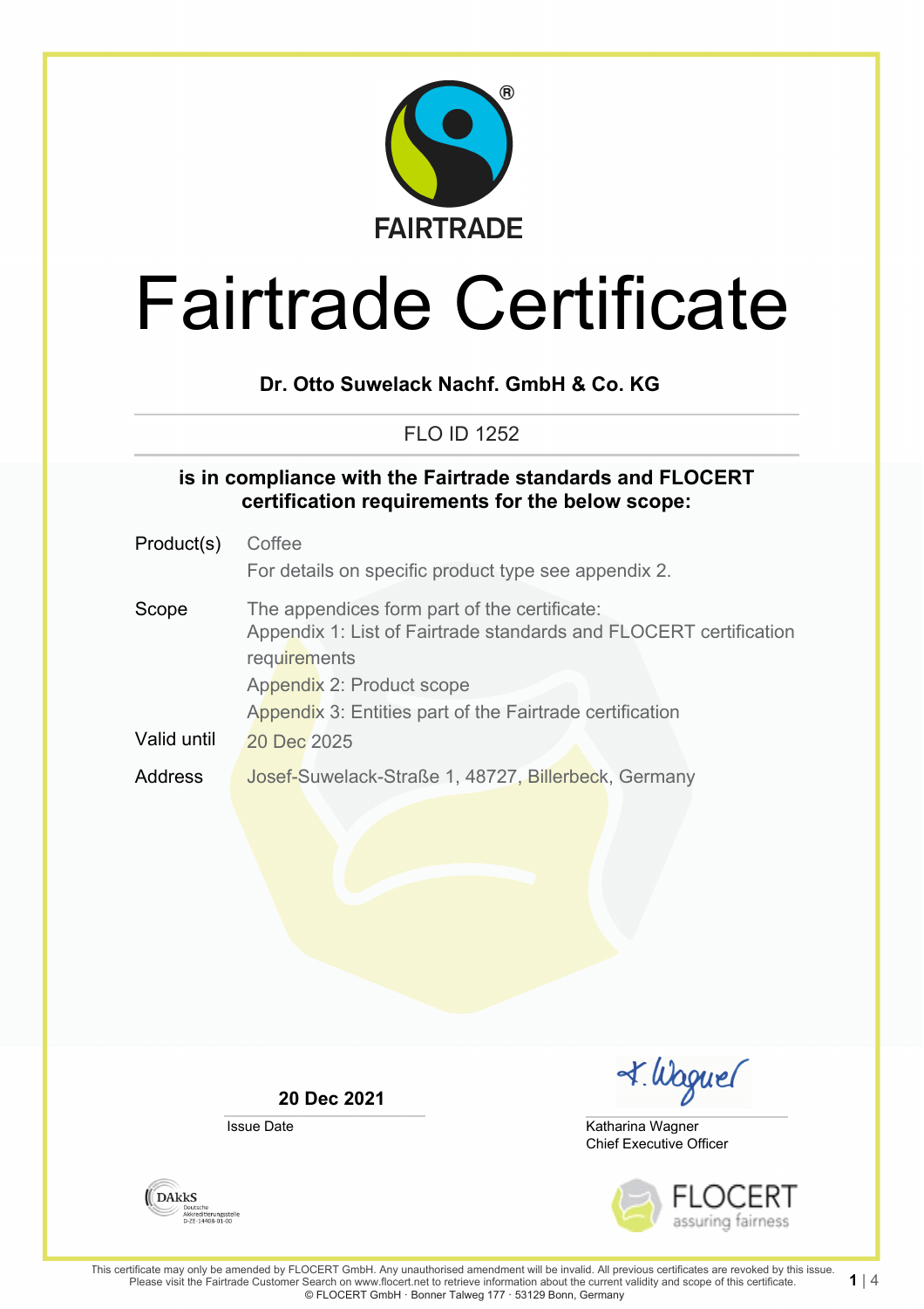FAIRTRADE

# Fairtrade Certificate

**Dr. Otto Suwelack Nachf. GmbH & Co. KG**

FLO ID 1252

**is in compliance with the Fairtrade standards and FLOCERT certification requirements for the below scope:**

| | |
|---|---|
| Product(s) | Coffee<br>For details on specific product type see appendix 2. |
| Scope | The appendices form part of the certificate:<br>Appendix 1: List of Fairtrade standards and FLOCERT certification requirements<br>Appendix 2: Product scope<br>Appendix 3: Entities part of the Fairtrade certification |
| Valid until | 20 Dec 2025 |
| Address | Josef-Suwelack-Straße 1, 48727, Billerbeck, Germany |

**20 Dec 2021**

Issue Date

Katharina Wagner
Chief Executive Officer

DAkkS Deutsche Akkreditierungsstelle D-ZE-14408-01-00

FLOCERT assuring fairness

This certificate may only be amended by FLOCERT GmbH. Any unauthorised amendment will be invalid. All previous certificates are revoked by this issue. Please visit the Fairtrade Customer Search on www.flocert.net to retrieve information about the current validity and scope of this certificate.
© FLOCERT GmbH · Bonner Talweg 177 · 53129 Bonn, Germany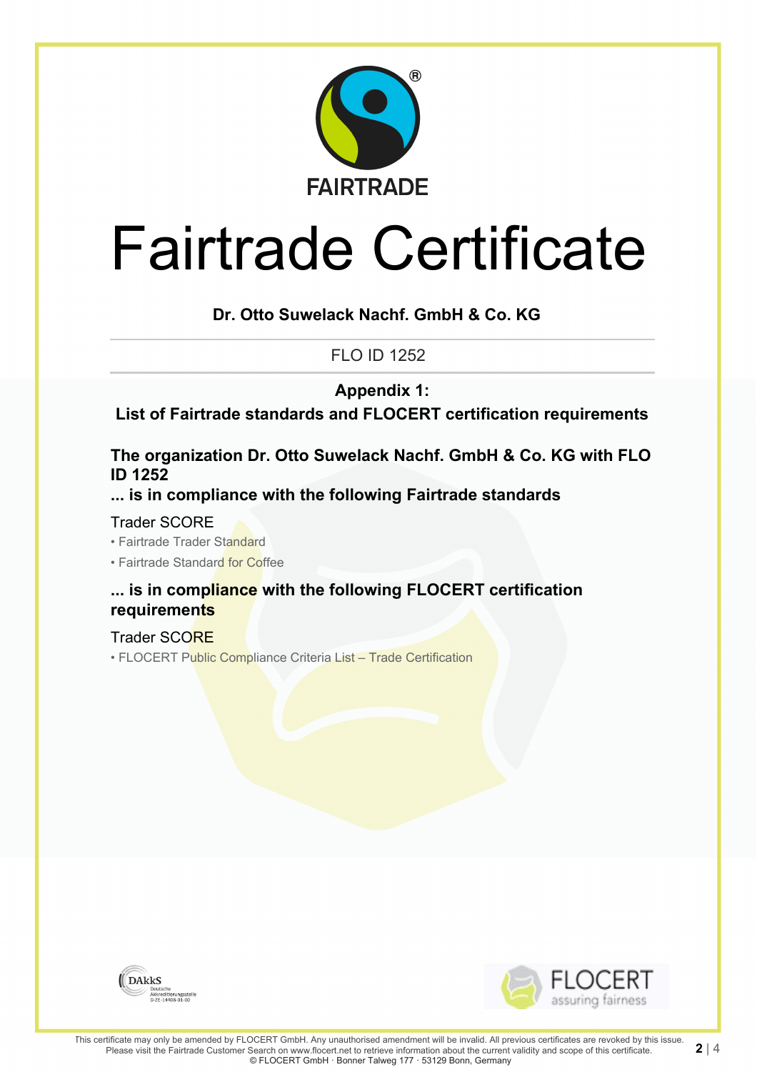FAIRTRADE

# Fairtrade Certificate

**Dr. Otto Suwelack Nachf. GmbH & Co. KG**

FLO ID 1252

## Appendix 1:
## List of Fairtrade standards and FLOCERT certification requirements

**The organization Dr. Otto Suwelack Nachf. GmbH & Co. KG with FLO ID 1252**

**... is in compliance with the following Fairtrade standards**

Trader SCORE

- Fairtrade Trader Standard
- Fairtrade Standard for Coffee

**... is in compliance with the following FLOCERT certification requirements**

Trader SCORE

- FLOCERT Public Compliance Criteria List – Trade Certification

DAkkS Deutsche Akkreditierungsstelle D-ZE-14408-01-00

FLOCERT assuring fairness

This certificate may only be amended by FLOCERT GmbH. Any unauthorised amendment will be invalid. All previous certificates are revoked by this issue. Please visit the Fairtrade Customer Search on www.flocert.net to retrieve information about the current validity and scope of this certificate.
© FLOCERT GmbH · Bonner Talweg 177 · 53129 Bonn, Germany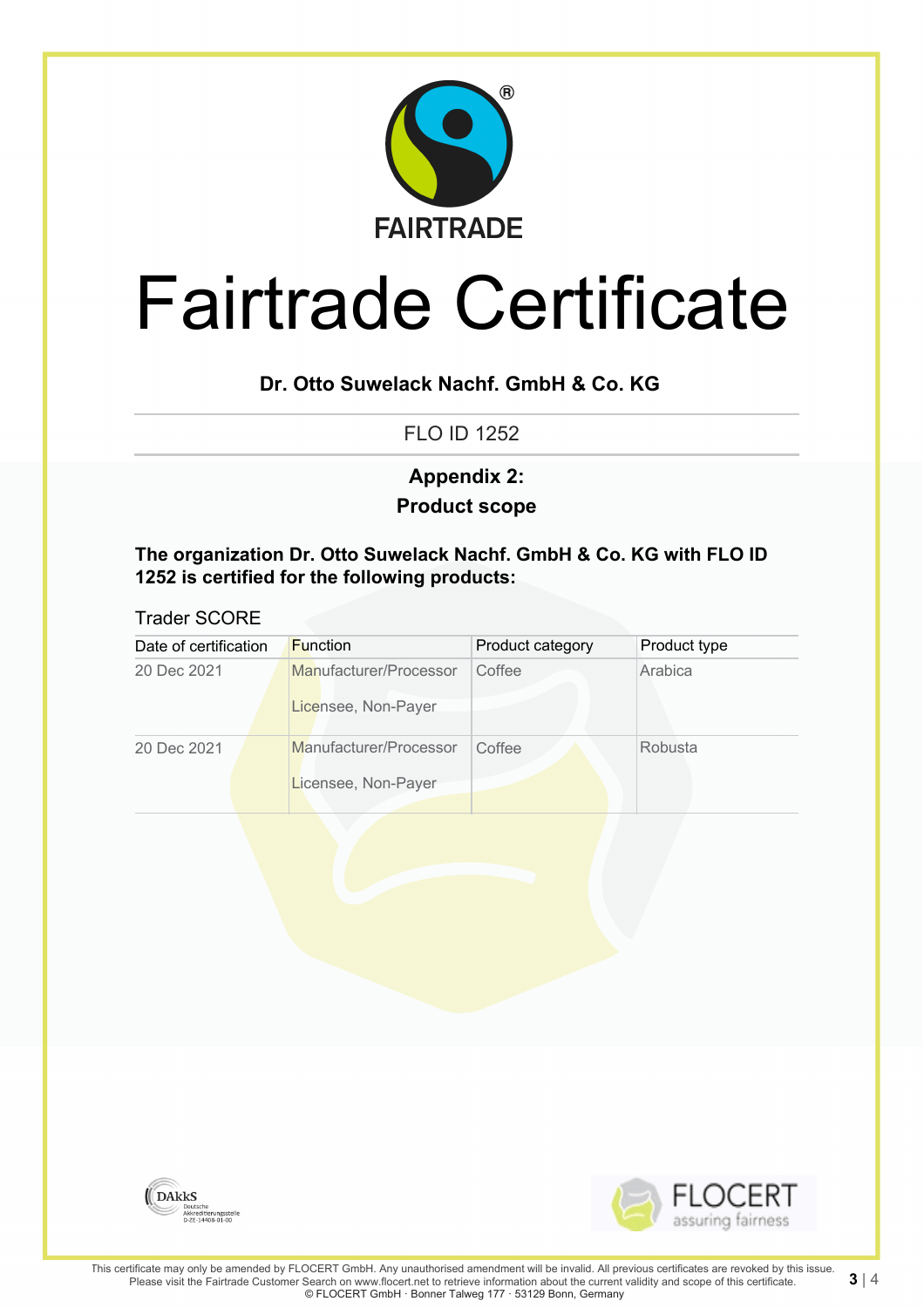FAIRTRADE

# Fairtrade Certificate

**Dr. Otto Suwelack Nachf. GmbH & Co. KG**

FLO ID 1252

## Appendix 2:
## Product scope

**The organization Dr. Otto Suwelack Nachf. GmbH & Co. KG with FLO ID 1252 is certified for the following products:**

Trader SCORE

| Date of certification | Function | Product category | Product type |
|---|---|---|---|
| 20 Dec 2021 | Manufacturer/Processor<br>Licensee, Non-Payer | Coffee | Arabica |
| 20 Dec 2021 | Manufacturer/Processor<br>Licensee, Non-Payer | Coffee | Robusta |

DAkkS Deutsche Akkreditierungsstelle D-ZE-14408-01-00

FLOCERT assuring fairness

This certificate may only be amended by FLOCERT GmbH. Any unauthorised amendment will be invalid. All previous certificates are revoked by this issue. Please visit the Fairtrade Customer Search on www.flocert.net to retrieve information about the current validity and scope of this certificate.
© FLOCERT GmbH · Bonner Talweg 177 · 53129 Bonn, Germany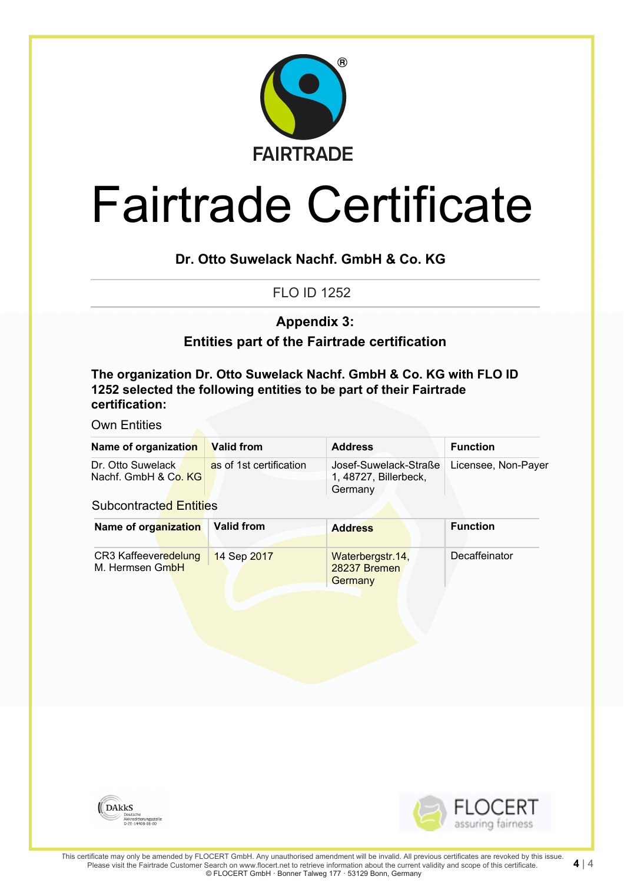FAIRTRADE

# Fairtrade Certificate

**Dr. Otto Suwelack Nachf. GmbH & Co. KG**

FLO ID 1252

## Appendix 3:
## Entities part of the Fairtrade certification

**The organization Dr. Otto Suwelack Nachf. GmbH & Co. KG with FLO ID 1252 selected the following entities to be part of their Fairtrade certification:**

Own Entities

| Name of organization | Valid from | Address | Function |
|---|---|---|---|
| Dr. Otto Suwelack Nachf. GmbH & Co. KG | as of 1st certification | Josef-Suwelack-Straße 1, 48727, Billerbeck, Germany | Licensee, Non-Payer |

Subcontracted Entities

| Name of organization | Valid from | Address | Function |
|---|---|---|---|
| CR3 Kaffeeveredelung M. Hermsen GmbH | 14 Sep 2017 | Waterbergstr.14, 28237 Bremen Germany | Decaffeinator |

DAkkS Deutsche Akkreditierungsstelle D-ZE-14408-01-00

FLOCERT assuring fairness

This certificate may only be amended by FLOCERT GmbH. Any unauthorised amendment will be invalid. All previous certificates are revoked by this issue. Please visit the Fairtrade Customer Search on www.flocert.net to retrieve information about the current validity and scope of this certificate.
© FLOCERT GmbH · Bonner Talweg 177 · 53129 Bonn, Germany